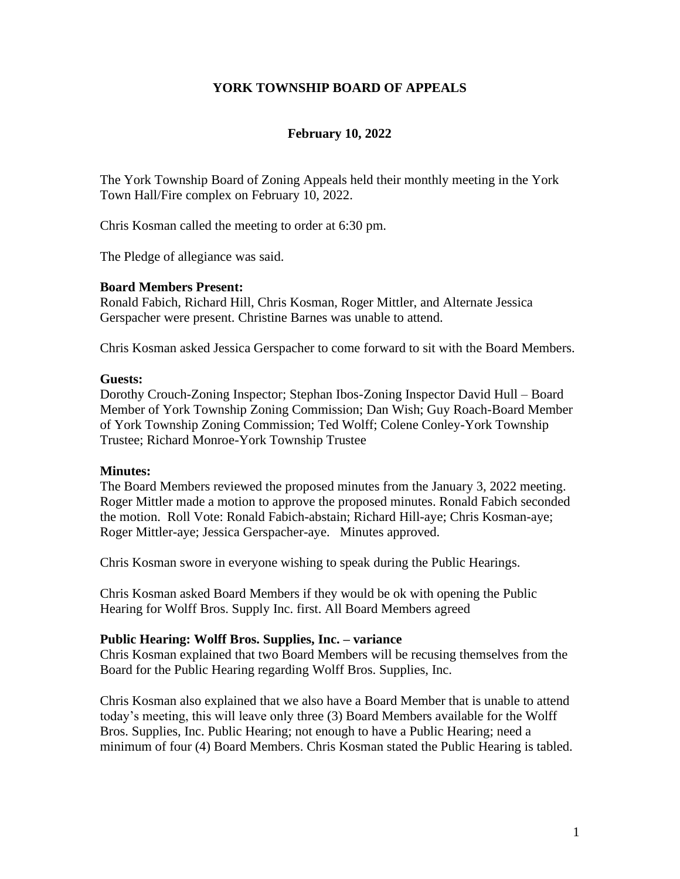# YORK TOWNSHIP BOARD OF APPEALS

## February 10, 2022

The York Township Board of Zoning Appeals held their monthly meeting in the York Town Hall/Fire complex on February 10, 2022.

Chris Kosman called the meeting to order at 6:30 pm.

The Pledge of allegiance was said.

**Board Members Present:**
Ronald Fabich, Richard Hill, Chris Kosman, Roger Mittler, and Alternate Jessica Gerspacher were present. Christine Barnes was unable to attend.

Chris Kosman asked Jessica Gerspacher to come forward to sit with the Board Members.

**Guests:**
Dorothy Crouch-Zoning Inspector; Stephan Ibos-Zoning Inspector David Hull – Board Member of York Township Zoning Commission; Dan Wish; Guy Roach-Board Member of York Township Zoning Commission; Ted Wolff; Colene Conley-York Township Trustee; Richard Monroe-York Township Trustee

**Minutes:**
The Board Members reviewed the proposed minutes from the January 3, 2022 meeting. Roger Mittler made a motion to approve the proposed minutes. Ronald Fabich seconded the motion. Roll Vote: Ronald Fabich-abstain; Richard Hill-aye; Chris Kosman-aye; Roger Mittler-aye; Jessica Gerspacher-aye. Minutes approved.

Chris Kosman swore in everyone wishing to speak during the Public Hearings.

Chris Kosman asked Board Members if they would be ok with opening the Public Hearing for Wolff Bros. Supply Inc. first. All Board Members agreed

**Public Hearing: Wolff Bros. Supplies, Inc. – variance**
Chris Kosman explained that two Board Members will be recusing themselves from the Board for the Public Hearing regarding Wolff Bros. Supplies, Inc.

Chris Kosman also explained that we also have a Board Member that is unable to attend today's meeting, this will leave only three (3) Board Members available for the Wolff Bros. Supplies, Inc. Public Hearing; not enough to have a Public Hearing; need a minimum of four (4) Board Members. Chris Kosman stated the Public Hearing is tabled.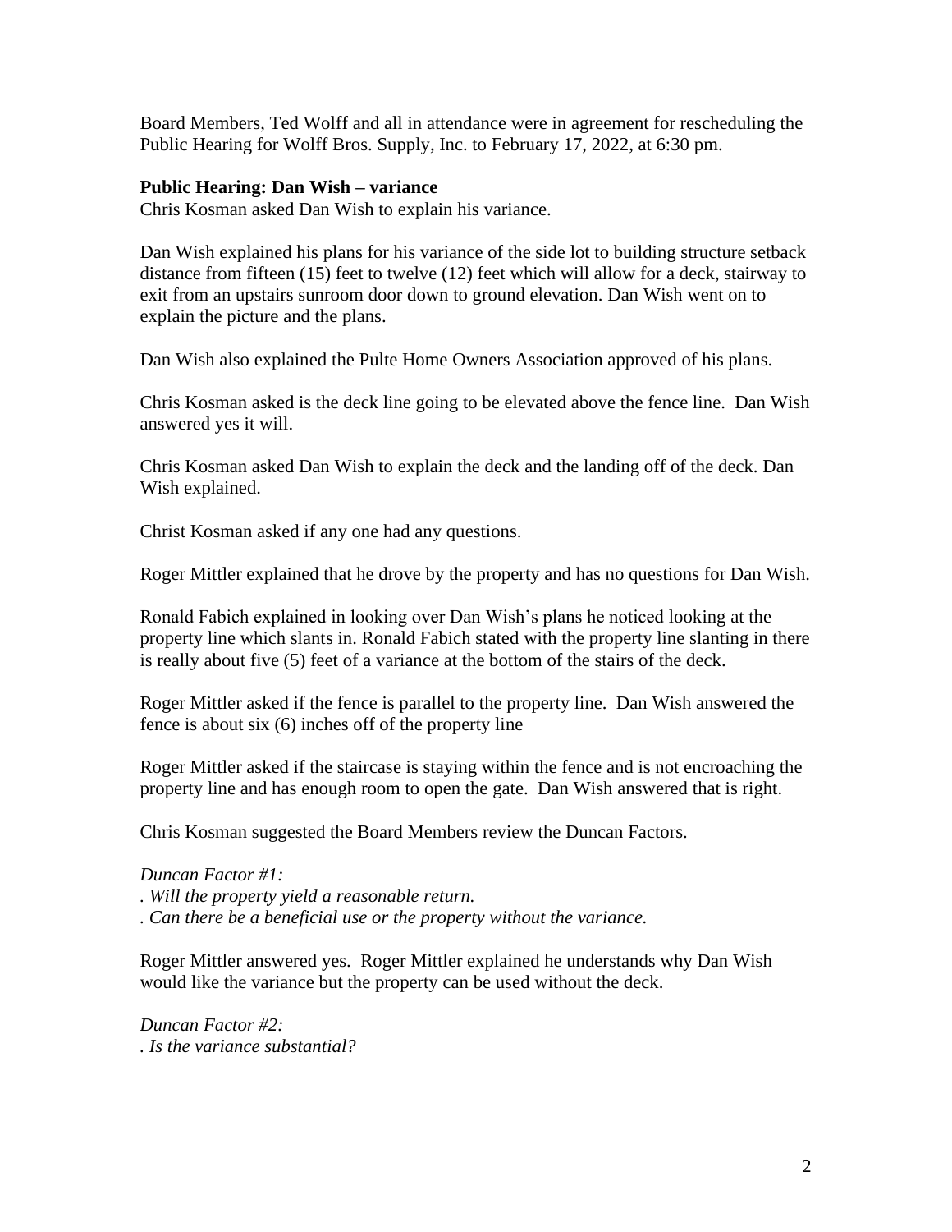Board Members, Ted Wolff and all in attendance were in agreement for rescheduling the Public Hearing for Wolff Bros. Supply, Inc. to February 17, 2022, at 6:30 pm.

**Public Hearing: Dan Wish – variance**

Chris Kosman asked Dan Wish to explain his variance.

Dan Wish explained his plans for his variance of the side lot to building structure setback distance from fifteen (15) feet to twelve (12) feet which will allow for a deck, stairway to exit from an upstairs sunroom door down to ground elevation. Dan Wish went on to explain the picture and the plans.

Dan Wish also explained the Pulte Home Owners Association approved of his plans.

Chris Kosman asked is the deck line going to be elevated above the fence line. Dan Wish answered yes it will.

Chris Kosman asked Dan Wish to explain the deck and the landing off of the deck. Dan Wish explained.

Christ Kosman asked if any one had any questions.

Roger Mittler explained that he drove by the property and has no questions for Dan Wish.

Ronald Fabich explained in looking over Dan Wish's plans he noticed looking at the property line which slants in. Ronald Fabich stated with the property line slanting in there is really about five (5) feet of a variance at the bottom of the stairs of the deck.

Roger Mittler asked if the fence is parallel to the property line. Dan Wish answered the fence is about six (6) inches off of the property line

Roger Mittler asked if the staircase is staying within the fence and is not encroaching the property line and has enough room to open the gate. Dan Wish answered that is right.

Chris Kosman suggested the Board Members review the Duncan Factors.

*Duncan Factor #1:*
*. Will the property yield a reasonable return.*
*. Can there be a beneficial use or the property without the variance.*

Roger Mittler answered yes. Roger Mittler explained he understands why Dan Wish would like the variance but the property can be used without the deck.

*Duncan Factor #2:*
*. Is the variance substantial?*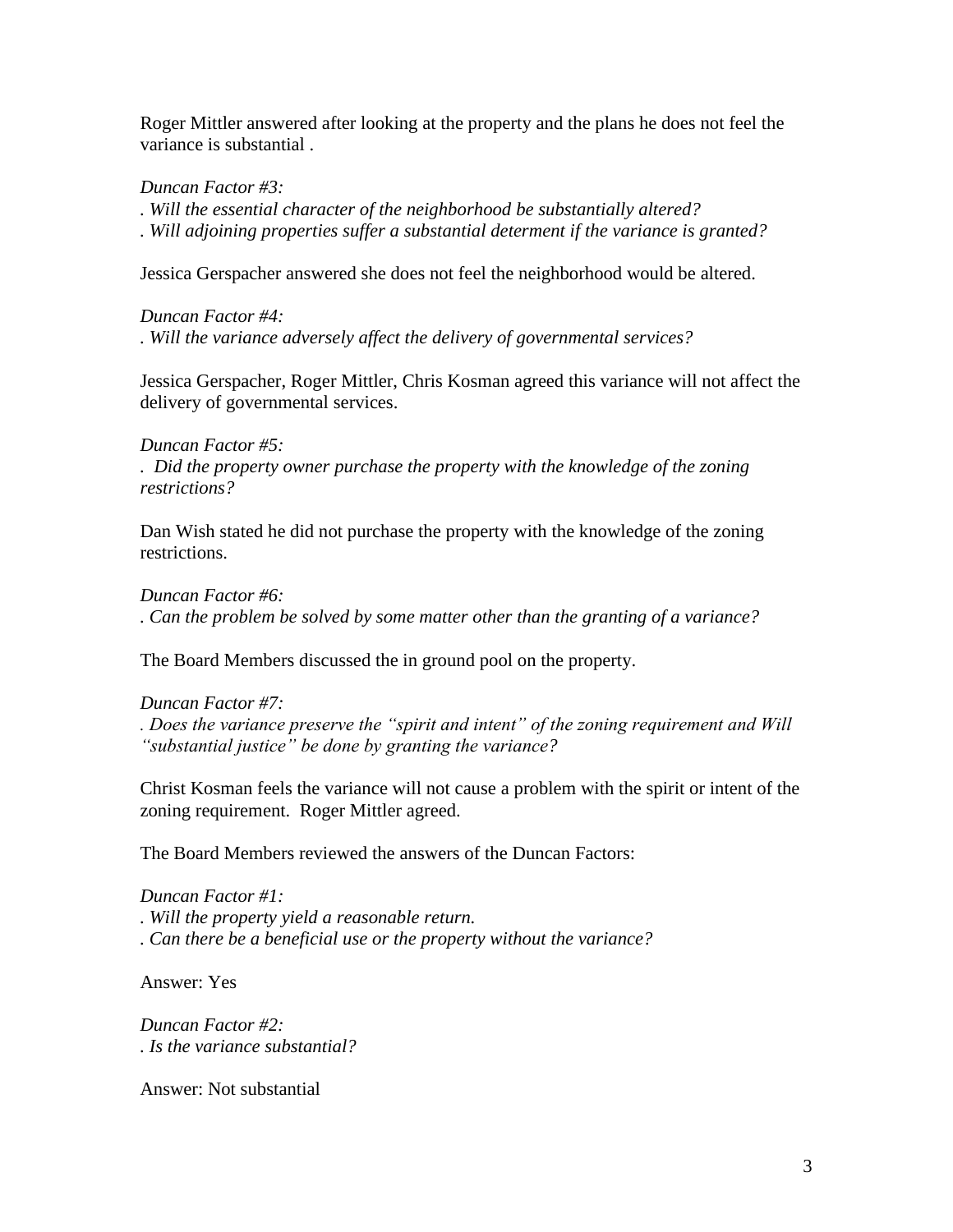Roger Mittler answered after looking at the property and the plans he does not feel the variance is substantial .

*Duncan Factor #3:*
*. Will the essential character of the neighborhood be substantially altered?*
*. Will adjoining properties suffer a substantial determent if the variance is granted?*

Jessica Gerspacher answered she does not feel the neighborhood would be altered.

*Duncan Factor #4:*
*. Will the variance adversely affect the delivery of governmental services?*

Jessica Gerspacher, Roger Mittler, Chris Kosman agreed this variance will not affect the delivery of governmental services.

*Duncan Factor #5:*
*. Did the property owner purchase the property with the knowledge of the zoning restrictions?*

Dan Wish stated he did not purchase the property with the knowledge of the zoning restrictions.

*Duncan Factor #6:*
*. Can the problem be solved by some matter other than the granting of a variance?*

The Board Members discussed the in ground pool on the property.

*Duncan Factor #7:*
*. Does the variance preserve the "spirit and intent" of the zoning requirement and Will "substantial justice" be done by granting the variance?*

Christ Kosman feels the variance will not cause a problem with the spirit or intent of the zoning requirement. Roger Mittler agreed.

The Board Members reviewed the answers of the Duncan Factors:

*Duncan Factor #1:*
*. Will the property yield a reasonable return.*
*. Can there be a beneficial use or the property without the variance?*

Answer: Yes

*Duncan Factor #2:*
*. Is the variance substantial?*

Answer: Not substantial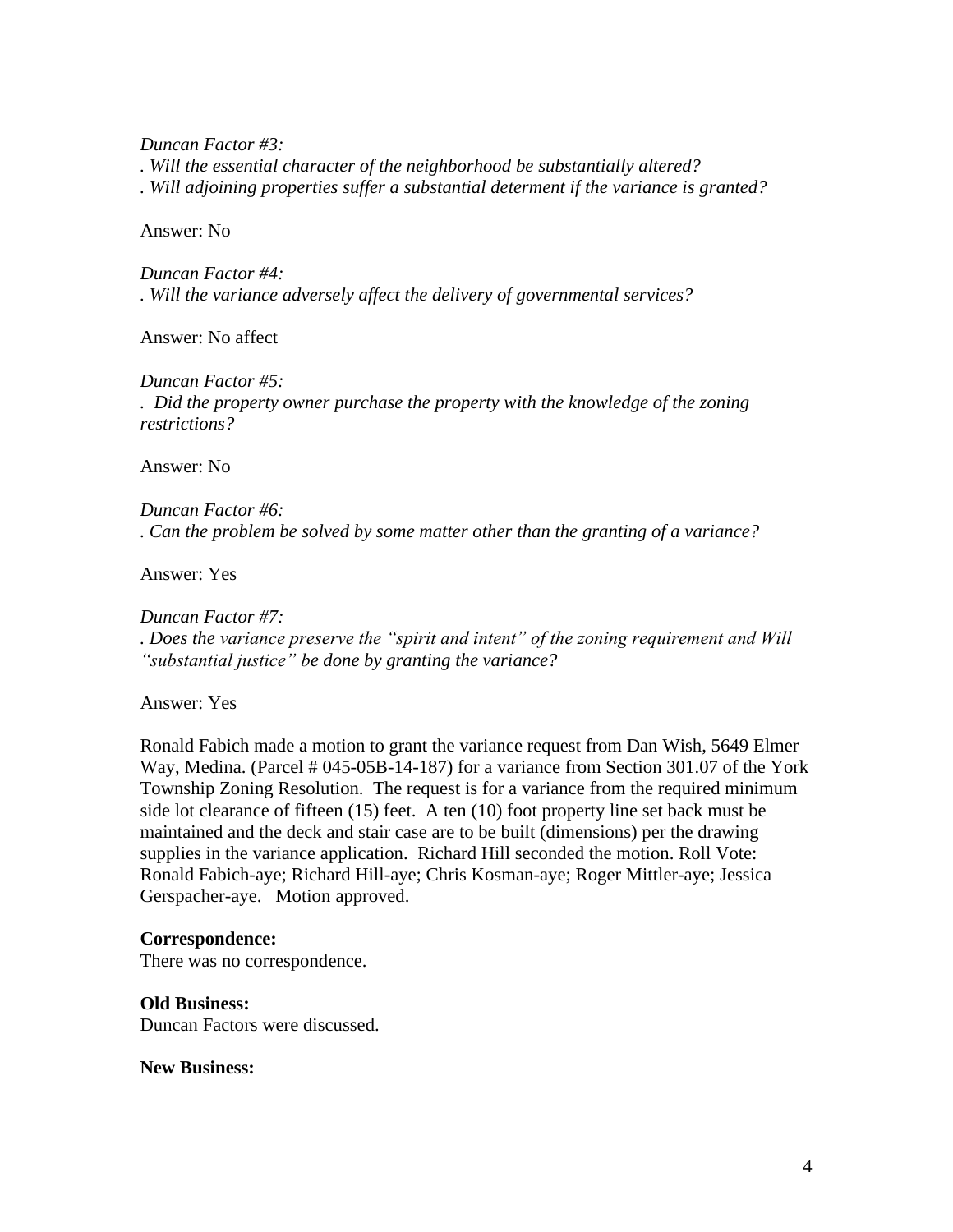*Duncan Factor #3:*

*. Will the essential character of the neighborhood be substantially altered?*

*. Will adjoining properties suffer a substantial determent if the variance is granted?*

Answer: No

*Duncan Factor #4:*

*. Will the variance adversely affect the delivery of governmental services?*

Answer: No affect

*Duncan Factor #5:*

*. Did the property owner purchase the property with the knowledge of the zoning restrictions?*

Answer: No

*Duncan Factor #6:*

*. Can the problem be solved by some matter other than the granting of a variance?*

Answer: Yes

*Duncan Factor #7:*

*. Does the variance preserve the "spirit and intent" of the zoning requirement and Will "substantial justice" be done by granting the variance?*

Answer: Yes

Ronald Fabich made a motion to grant the variance request from Dan Wish, 5649 Elmer Way, Medina. (Parcel # 045-05B-14-187) for a variance from Section 301.07 of the York Township Zoning Resolution. The request is for a variance from the required minimum side lot clearance of fifteen (15) feet. A ten (10) foot property line set back must be maintained and the deck and stair case are to be built (dimensions) per the drawing supplies in the variance application. Richard Hill seconded the motion. Roll Vote: Ronald Fabich-aye; Richard Hill-aye; Chris Kosman-aye; Roger Mittler-aye; Jessica Gerspacher-aye. Motion approved.

**Correspondence:**

There was no correspondence.

**Old Business:**

Duncan Factors were discussed.

**New Business:**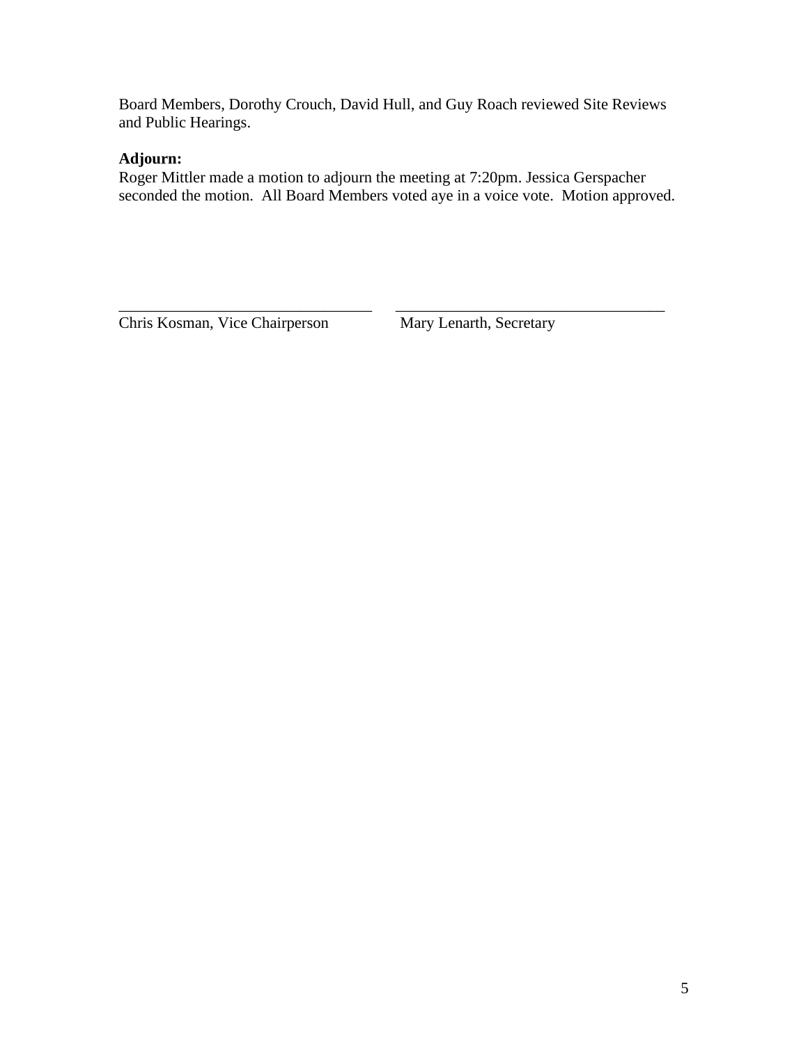Board Members, Dorothy Crouch, David Hull, and Guy Roach reviewed Site Reviews and Public Hearings.

**Adjourn:**
Roger Mittler made a motion to adjourn the meeting at 7:20pm. Jessica Gerspacher seconded the motion. All Board Members voted aye in a voice vote. Motion approved.

_______________________________ _________________________________
Chris Kosman, Vice Chairperson Mary Lenarth, Secretary